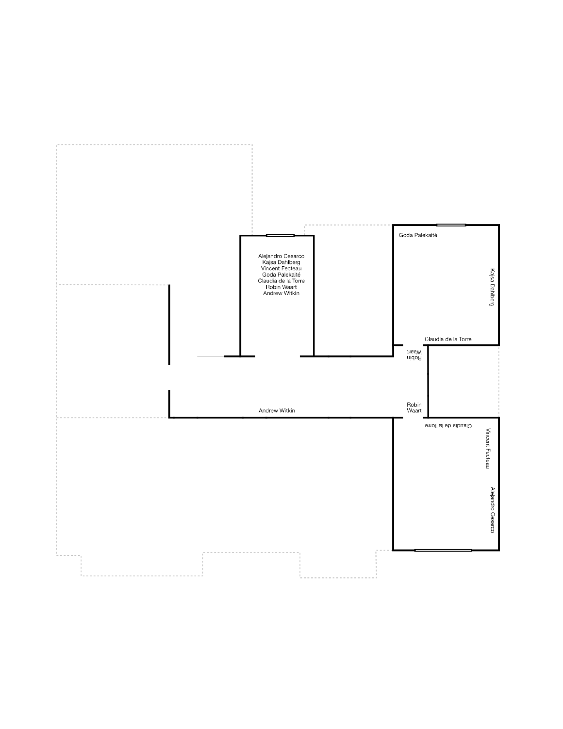Alejandro Cesarco
Kajsa Dahlberg
Vincent Fecteau
Goda Palekaitė
Claudia de la Torre
Robin Waart
Andrew Witkin

Goda Palekaitė

Kajsa Dahlberg

Claudia de la Torre

Robin Waart

Andrew Witkin

Robin Waart

Claudia de la Torre

Vincent Fecteau

Alejandro Cesarco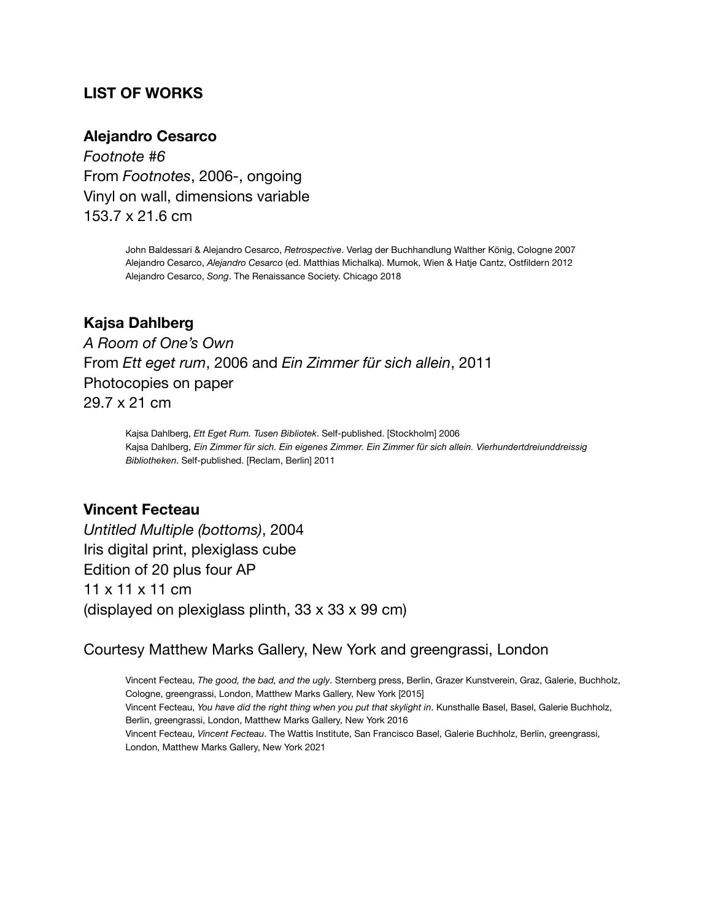## LIST OF WORKS

### Alejandro Cesarco

*Footnote #6*
From *Footnotes*, 2006-, ongoing
Vinyl on wall, dimensions variable
153.7 x 21.6 cm

> John Baldessari & Alejandro Cesarco, *Retrospective*. Verlag der Buchhandlung Walther König, Cologne 2007
> Alejandro Cesarco, *Alejandro Cesarco* (ed. Matthias Michalka). Mumok, Wien & Hatje Cantz, Ostfildern 2012
> Alejandro Cesarco, *Song*. The Renaissance Society. Chicago 2018

### Kajsa Dahlberg

*A Room of One's Own*
From *Ett eget rum*, 2006 and *Ein Zimmer für sich allein*, 2011
Photocopies on paper
29.7 x 21 cm

> Kajsa Dahlberg, *Ett Eget Rum. Tusen Bibliotek*. Self-published. [Stockholm] 2006
> Kajsa Dahlberg, *Ein Zimmer für sich. Ein eigenes Zimmer. Ein Zimmer für sich allein. Vierhundertdreiunddreissig Bibliotheken*. Self-published. [Reclam, Berlin] 2011

### Vincent Fecteau

*Untitled Multiple (bottoms)*, 2004
Iris digital print, plexiglass cube
Edition of 20 plus four AP
11 x 11 x 11 cm
(displayed on plexiglass plinth, 33 x 33 x 99 cm)

Courtesy Matthew Marks Gallery, New York and greengrassi, London

> Vincent Fecteau, *The good, the bad, and the ugly*. Sternberg press, Berlin, Grazer Kunstverein, Graz, Galerie, Buchholz, Cologne, greengrassi, London, Matthew Marks Gallery, New York [2015]
> Vincent Fecteau, *You have did the right thing when you put that skylight in*. Kunsthalle Basel, Basel, Galerie Buchholz, Berlin, greengrassi, London, Matthew Marks Gallery, New York 2016
> Vincent Fecteau, *Vincent Fecteau*. The Wattis Institute, San Francisco Basel, Galerie Buchholz, Berlin, greengrassi, London, Matthew Marks Gallery, New York 2021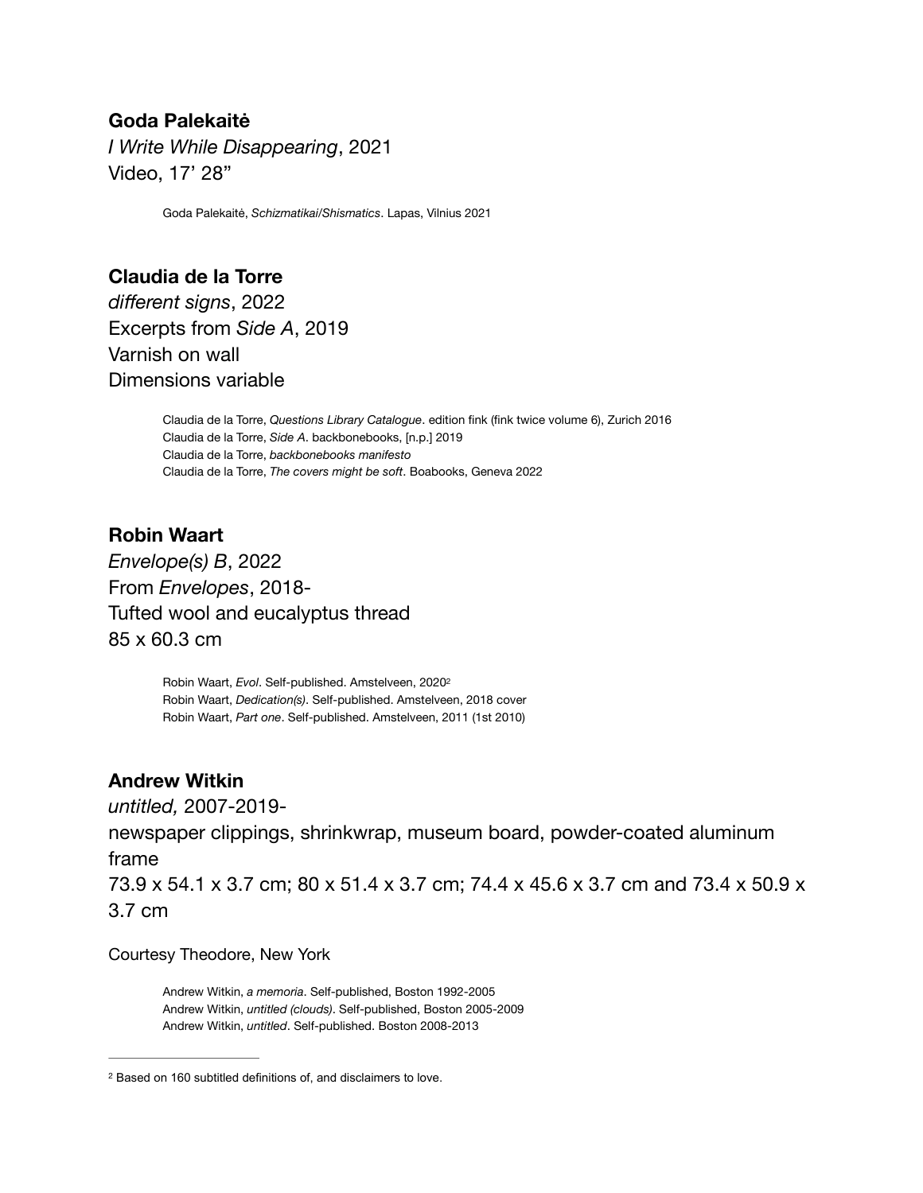**Goda Palekaitė**
*I Write While Disappearing*, 2021
Video, 17' 28"

> Goda Palekaitė, *Schizmatikai/Shismatics*. Lapas, Vilnius 2021

**Claudia de la Torre**
*different signs*, 2022
Excerpts from *Side A*, 2019
Varnish on wall
Dimensions variable

> Claudia de la Torre, *Questions Library Catalogue*. edition fink (fink twice volume 6), Zurich 2016
> Claudia de la Torre, *Side A*. backbonebooks, [n.p.] 2019
> Claudia de la Torre, *backbonebooks manifesto*
> Claudia de la Torre, *The covers might be soft*. Boabooks, Geneva 2022

**Robin Waart**
*Envelope(s) B*, 2022
From *Envelopes*, 2018-
Tufted wool and eucalyptus thread
85 x 60.3 cm

> Robin Waart, *Evol*. Self-published. Amstelveen, 2020[2]
> Robin Waart, *Dedication(s)*. Self-published. Amstelveen, 2018 cover
> Robin Waart, *Part one*. Self-published. Amstelveen, 2011 (1st 2010)

**Andrew Witkin**
*untitled,* 2007-2019-
newspaper clippings, shrinkwrap, museum board, powder-coated aluminum frame
73.9 x 54.1 x 3.7 cm; 80 x 51.4 x 3.7 cm; 74.4 x 45.6 x 3.7 cm and 73.4 x 50.9 x 3.7 cm

Courtesy Theodore, New York

> Andrew Witkin, *a memoria*. Self-published, Boston 1992-2005
> Andrew Witkin, *untitled (clouds)*. Self-published, Boston 2005-2009
> Andrew Witkin, *untitled*. Self-published. Boston 2008-2013

---

[2] Based on 160 subtitled definitions of, and disclaimers to love.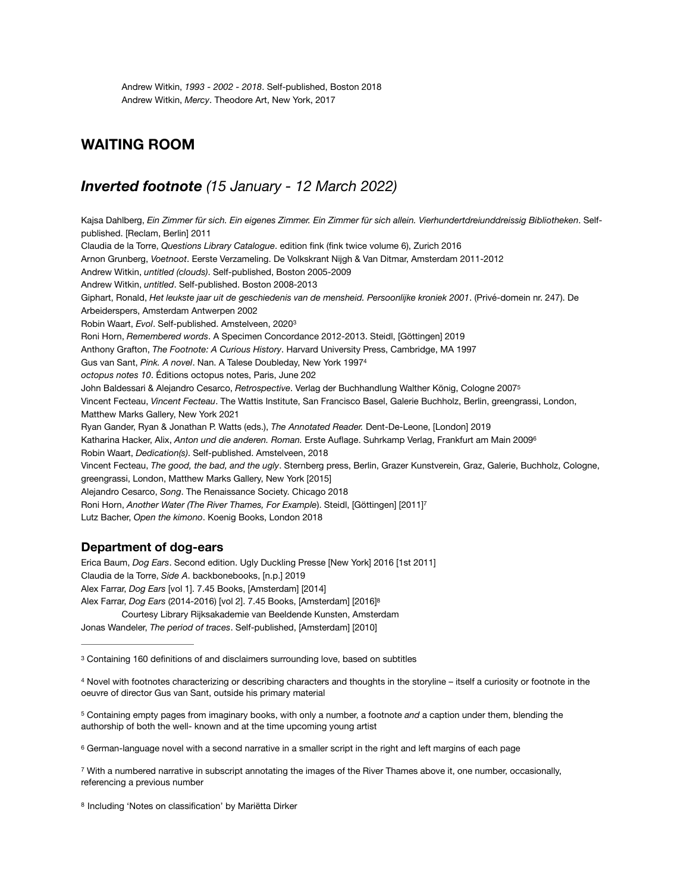Andrew Witkin, *1993 - 2002 - 2018*. Self-published, Boston 2018
Andrew Witkin, *Mercy*. Theodore Art, New York, 2017

## WAITING ROOM

## ***Inverted footnote*** *(15 January - 12 March 2022)*

Kajsa Dahlberg, *Ein Zimmer für sich. Ein eigenes Zimmer. Ein Zimmer für sich allein. Vierhundertdreiunddreissig Bibliotheken*. Self-published. [Reclam, Berlin] 2011
Claudia de la Torre, *Questions Library Catalogue*. edition fink (fink twice volume 6), Zurich 2016
Arnon Grunberg, *Voetnoot*. Eerste Verzameling. De Volkskrant Nijgh & Van Ditmar, Amsterdam 2011-2012
Andrew Witkin, *untitled (clouds)*. Self-published, Boston 2005-2009
Andrew Witkin, *untitled*. Self-published. Boston 2008-2013
Giphart, Ronald, *Het leukste jaar uit de geschiedenis van de mensheid. Persoonlijke kroniek 2001*. (Privé-domein nr. 247). De Arbeiderspers, Amsterdam Antwerpen 2002
Robin Waart, *Evol*. Self-published. Amstelveen, 2020[3]
Roni Horn, *Remembered words*. A Specimen Concordance 2012-2013. Steidl, [Göttingen] 2019
Anthony Grafton, *The Footnote: A Curious History*. Harvard University Press, Cambridge, MA 1997
Gus van Sant, *Pink. A novel*. Nan. A Talese Doubleday, New York 1997[4]
*octopus notes 10*. Éditions octopus notes, Paris, June 202
John Baldessari & Alejandro Cesarco, *Retrospective*. Verlag der Buchhandlung Walther König, Cologne 2007[5]
Vincent Fecteau, *Vincent Fecteau*. The Wattis Institute, San Francisco Basel, Galerie Buchholz, Berlin, greengrassi, London, Matthew Marks Gallery, New York 2021
Ryan Gander, Ryan & Jonathan P. Watts (eds.), *The Annotated Reader.* Dent-De-Leone, [London] 2019
Katharina Hacker, Alix, *Anton und die anderen. Roman.* Erste Auflage. Suhrkamp Verlag, Frankfurt am Main 2009[6]
Robin Waart, *Dedication(s)*. Self-published. Amstelveen, 2018
Vincent Fecteau, *The good, the bad, and the ugly*. Sternberg press, Berlin, Grazer Kunstverein, Graz, Galerie, Buchholz, Cologne, greengrassi, London, Matthew Marks Gallery, New York [2015]
Alejandro Cesarco, *Song*. The Renaissance Society. Chicago 2018
Roni Horn, *Another Water (The River Thames, For Example*). Steidl, [Göttingen] [2011][7]
Lutz Bacher, *Open the kimono*. Koenig Books, London 2018

### Department of dog-ears

Erica Baum, *Dog Ears*. Second edition. Ugly Duckling Presse [New York] 2016 [1st 2011]
Claudia de la Torre, *Side A*. backbonebooks, [n.p.] 2019
Alex Farrar, *Dog Ears* [vol 1]. 7.45 Books, [Amsterdam] [2014]
Alex Farrar, *Dog Ears* (2014-2016) [vol 2]. 7.45 Books, [Amsterdam] [2016][8]
Courtesy Library Rijksakademie van Beeldende Kunsten, Amsterdam
Jonas Wandeler, *The period of traces*. Self-published, [Amsterdam] [2010]

---

[3] Containing 160 definitions of and disclaimers surrounding love, based on subtitles

[4] Novel with footnotes characterizing or describing characters and thoughts in the storyline – itself a curiosity or footnote in the oeuvre of director Gus van Sant, outside his primary material

[5] Containing empty pages from imaginary books, with only a number, a footnote *and* a caption under them, blending the authorship of both the well- known and at the time upcoming young artist

[6] German-language novel with a second narrative in a smaller script in the right and left margins of each page

[7] With a numbered narrative in subscript annotating the images of the River Thames above it, one number, occasionally, referencing a previous number

[8] Including 'Notes on classification' by Mariëtta Dirker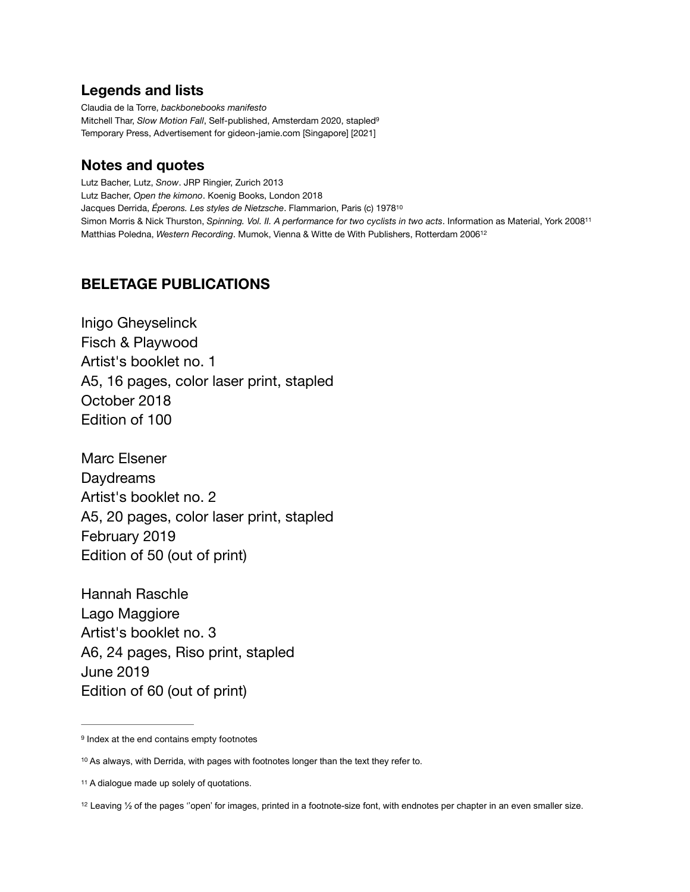## Legends and lists

Claudia de la Torre, *backbonebooks manifesto*
Mitchell Thar, *Slow Motion Fall*, Self-published, Amsterdam 2020, stapled[9]
Temporary Press, Advertisement for gideon-jamie.com [Singapore] [2021]

## Notes and quotes

Lutz Bacher, Lutz, *Snow*. JRP Ringier, Zurich 2013
Lutz Bacher, *Open the kimono*. Koenig Books, London 2018
Jacques Derrida, *Éperons. Les styles de Nietzsche*. Flammarion, Paris (c) 1978[10]
Simon Morris & Nick Thurston, *Spinning. Vol. II. A performance for two cyclists in two acts*. Information as Material, York 2008[11]
Matthias Poledna, *Western Recording*. Mumok, Vienna & Witte de With Publishers, Rotterdam 2006[12]

## BELETAGE PUBLICATIONS

Inigo Gheyselinck
Fisch & Playwood
Artist's booklet no. 1
A5, 16 pages, color laser print, stapled
October 2018
Edition of 100

Marc Elsener
Daydreams
Artist's booklet no. 2
A5, 20 pages, color laser print, stapled
February 2019
Edition of 50 (out of print)

Hannah Raschle
Lago Maggiore
Artist's booklet no. 3
A6, 24 pages, Riso print, stapled
June 2019
Edition of 60 (out of print)

---

[9] Index at the end contains empty footnotes

[10] As always, with Derrida, with pages with footnotes longer than the text they refer to.

[11] A dialogue made up solely of quotations.

[12] Leaving ½ of the pages ‘'open’ for images, printed in a footnote-size font, with endnotes per chapter in an even smaller size.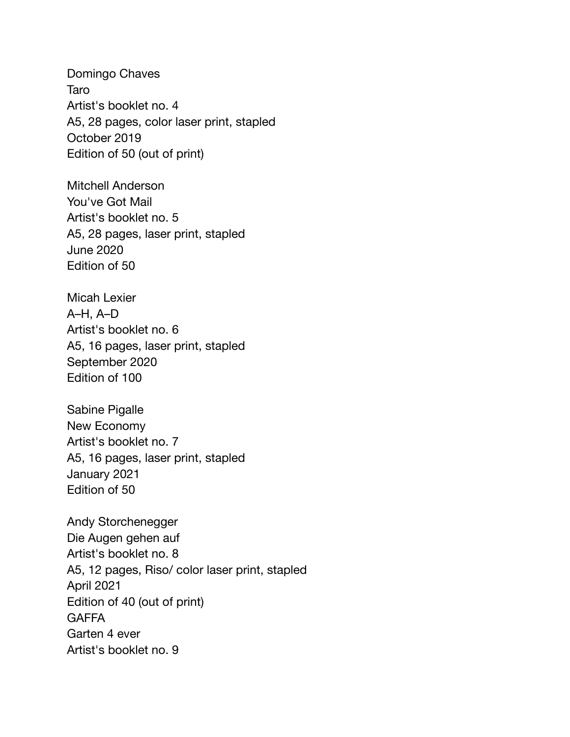Domingo Chaves
Taro
Artist's booklet no. 4
A5, 28 pages, color laser print, stapled
October 2019
Edition of 50 (out of print)

Mitchell Anderson
You've Got Mail
Artist's booklet no. 5
A5, 28 pages, laser print, stapled
June 2020
Edition of 50

Micah Lexier
A–H, A–D
Artist's booklet no. 6
A5, 16 pages, laser print, stapled
September 2020
Edition of 100

Sabine Pigalle
New Economy
Artist's booklet no. 7
A5, 16 pages, laser print, stapled
January 2021
Edition of 50

Andy Storchenegger
Die Augen gehen auf
Artist's booklet no. 8
A5, 12 pages, Riso/ color laser print, stapled
April 2021
Edition of 40 (out of print)
GAFFA
Garten 4 ever
Artist's booklet no. 9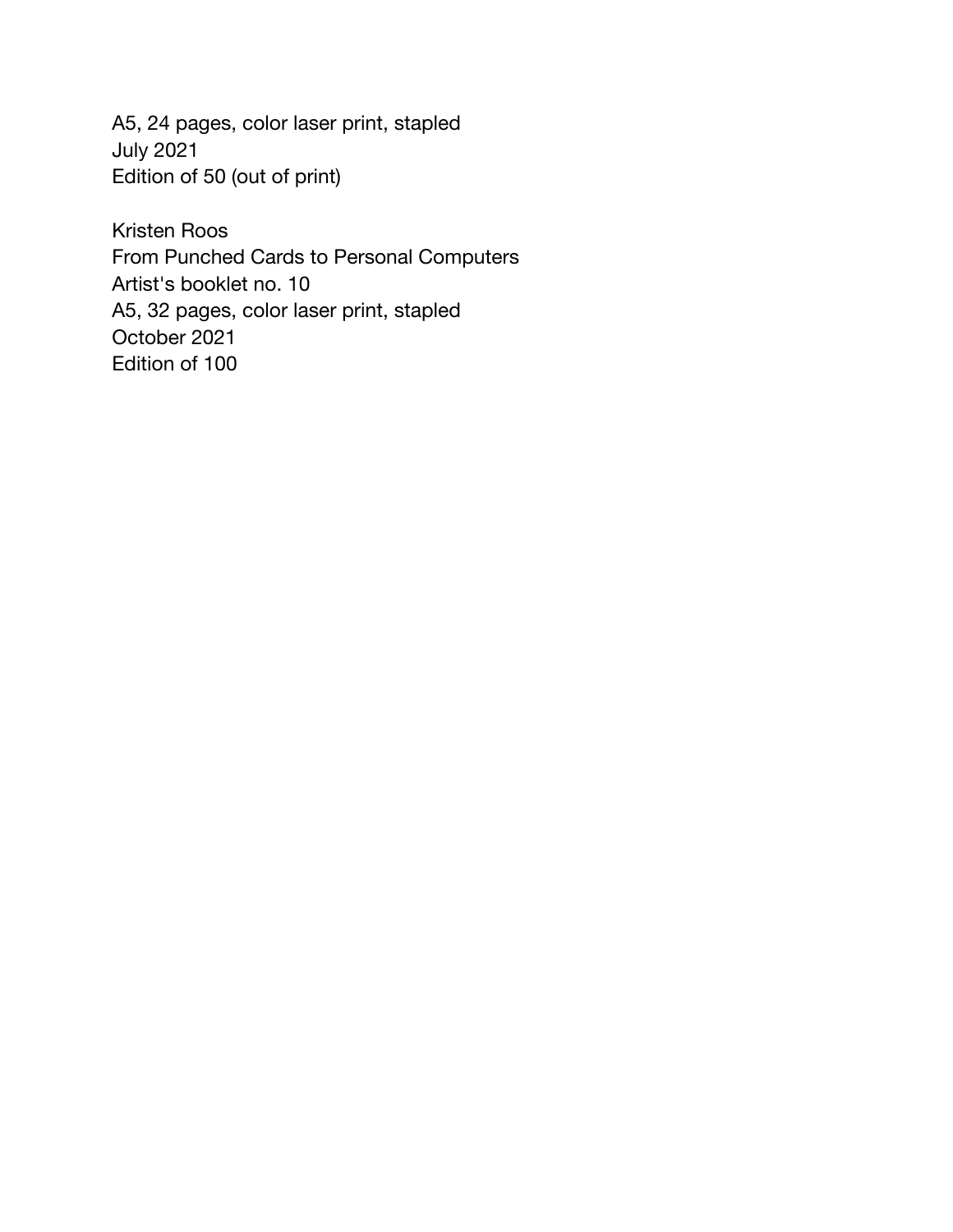A5, 24 pages, color laser print, stapled
July 2021
Edition of 50 (out of print)

Kristen Roos
From Punched Cards to Personal Computers
Artist's booklet no. 10
A5, 32 pages, color laser print, stapled
October 2021
Edition of 100